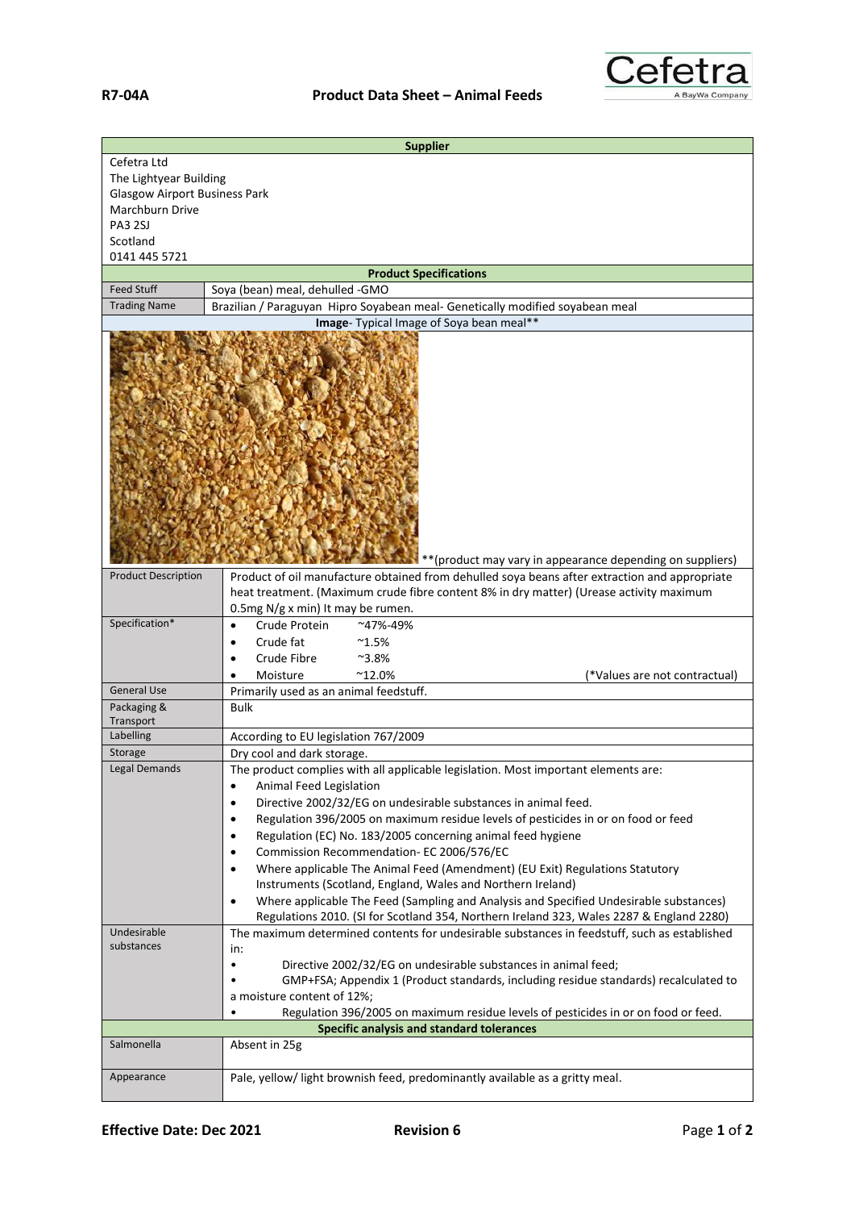**R7-04A** **Product Data Sheet – Animal Feeds**

Cefetra
A BayWa Company

| **Supplier** | |
|---|---|
| Cefetra Ltd<br>The Lightyear Building<br>Glasgow Airport Business Park<br>Marchburn Drive<br>PA3 2SJ<br>Scotland<br>0141 445 5721 | |
| **Product Specifications** | |
| Feed Stuff | Soya (bean) meal, dehulled -GMO |
| Trading Name | Brazilian / Paraguyan Hipro Soyabean meal- Genetically modified soyabean meal |
| **Image**- Typical Image of Soya bean meal** | |
| **(product may vary in appearance depending on suppliers) | |
| Product Description | Product of oil manufacture obtained from dehulled soya beans after extraction and appropriate heat treatment. (Maximum crude fibre content 8% in dry matter) (Urease activity maximum 0.5mg N/g x min) It may be rumen. |
| Specification* | • Crude Protein ~47%-49%<br>• Crude fat ~1.5%<br>• Crude Fibre ~3.8%<br>• Moisture ~12.0% (*Values are not contractual) |
| General Use | Primarily used as an animal feedstuff. |
| Packaging & Transport | Bulk |
| Labelling | According to EU legislation 767/2009 |
| Storage | Dry cool and dark storage. |
| Legal Demands | The product complies with all applicable legislation. Most important elements are:<br>• Animal Feed Legislation<br>• Directive 2002/32/EG on undesirable substances in animal feed.<br>• Regulation 396/2005 on maximum residue levels of pesticides in or on food or feed<br>• Regulation (EC) No. 183/2005 concerning animal feed hygiene<br>• Commission Recommendation- EC 2006/576/EC<br>• Where applicable The Animal Feed (Amendment) (EU Exit) Regulations Statutory Instruments (Scotland, England, Wales and Northern Ireland)<br>• Where applicable The Feed (Sampling and Analysis and Specified Undesirable substances) Regulations 2010. (SI for Scotland 354, Northern Ireland 323, Wales 2287 & England 2280) |
| Undesirable substances | The maximum determined contents for undesirable substances in feedstuff, such as established in:<br>• Directive 2002/32/EG on undesirable substances in animal feed;<br>• GMP+FSA; Appendix 1 (Product standards, including residue standards) recalculated to a moisture content of 12%;<br>• Regulation 396/2005 on maximum residue levels of pesticides in or on food or feed. |
| **Specific analysis and standard tolerances** | |
| Salmonella | Absent in 25g |
| Appearance | Pale, yellow/ light brownish feed, predominantly available as a gritty meal. |

**Effective Date: Dec 2021** **Revision 6**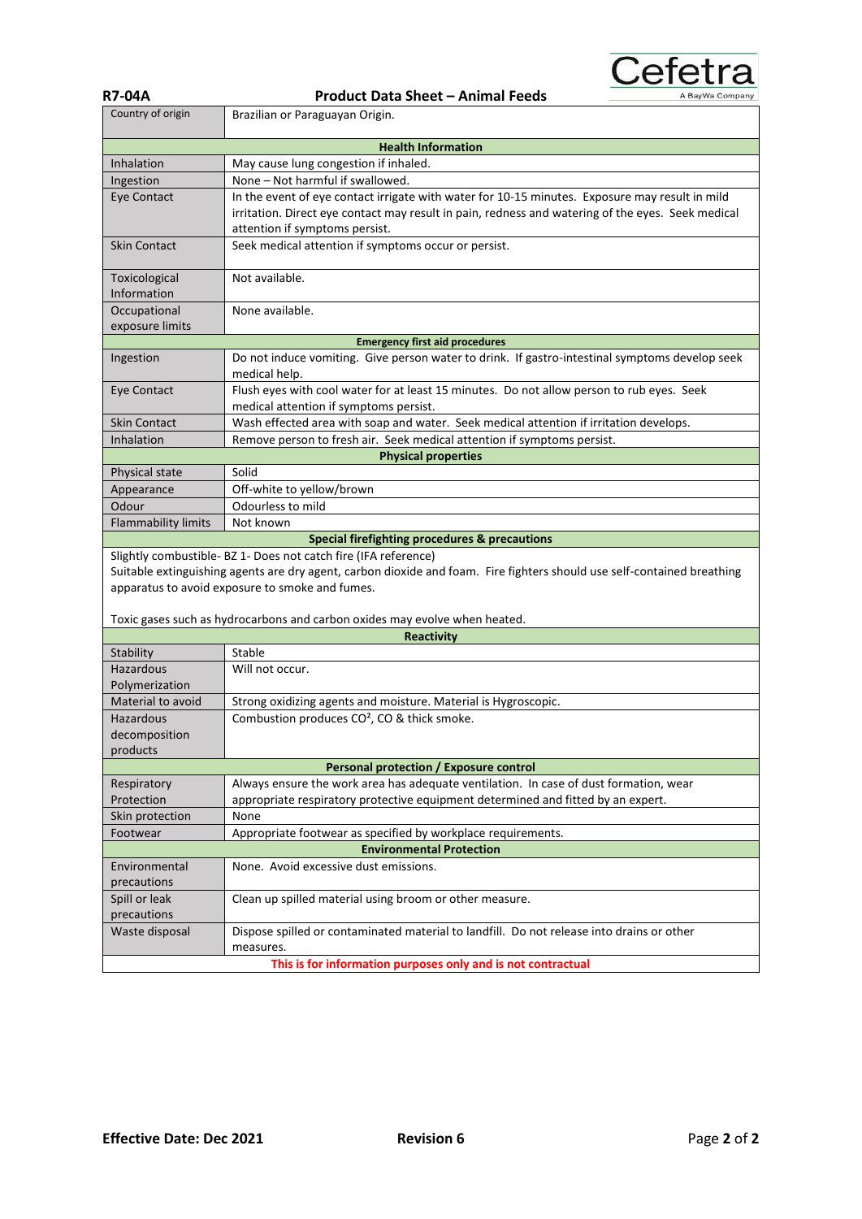**R7-04A** **Product Data Sheet – Animal Feeds**

| | |
|---|---|
| Country of origin | Brazilian or Paraguayan Origin. |
| **Health Information** | |
| Inhalation | May cause lung congestion if inhaled. |
| Ingestion | None – Not harmful if swallowed. |
| Eye Contact | In the event of eye contact irrigate with water for 10-15 minutes. Exposure may result in mild irritation. Direct eye contact may result in pain, redness and watering of the eyes. Seek medical attention if symptoms persist. |
| Skin Contact | Seek medical attention if symptoms occur or persist. |
| Toxicological Information | Not available. |
| Occupational exposure limits | None available. |
| **Emergency first aid procedures** | |
| Ingestion | Do not induce vomiting. Give person water to drink. If gastro-intestinal symptoms develop seek medical help. |
| Eye Contact | Flush eyes with cool water for at least 15 minutes. Do not allow person to rub eyes. Seek medical attention if symptoms persist. |
| Skin Contact | Wash effected area with soap and water. Seek medical attention if irritation develops. |
| Inhalation | Remove person to fresh air. Seek medical attention if symptoms persist. |
| **Physical properties** | |
| Physical state | Solid |
| Appearance | Off-white to yellow/brown |
| Odour | Odourless to mild |
| Flammability limits | Not known |
| **Special firefighting procedures & precautions** | |
| Slightly combustible- BZ 1- Does not catch fire (IFA reference)<br>Suitable extinguishing agents are dry agent, carbon dioxide and foam. Fire fighters should use self-contained breathing apparatus to avoid exposure to smoke and fumes.<br><br>Toxic gases such as hydrocarbons and carbon oxides may evolve when heated. | |
| **Reactivity** | |
| Stability | Stable |
| Hazardous Polymerization | Will not occur. |
| Material to avoid | Strong oxidizing agents and moisture. Material is Hygroscopic. |
| Hazardous decomposition products | Combustion produces $CO^2$, CO & thick smoke. |
| **Personal protection / Exposure control** | |
| Respiratory Protection | Always ensure the work area has adequate ventilation. In case of dust formation, wear appropriate respiratory protective equipment determined and fitted by an expert. |
| Skin protection | None |
| Footwear | Appropriate footwear as specified by workplace requirements. |
| **Environmental Protection** | |
| Environmental precautions | None. Avoid excessive dust emissions. |
| Spill or leak precautions | Clean up spilled material using broom or other measure. |
| Waste disposal | Dispose spilled or contaminated material to landfill. Do not release into drains or other measures. |

This is for information purposes only and is not contractual

**Effective Date: Dec 2021** **Revision 6**